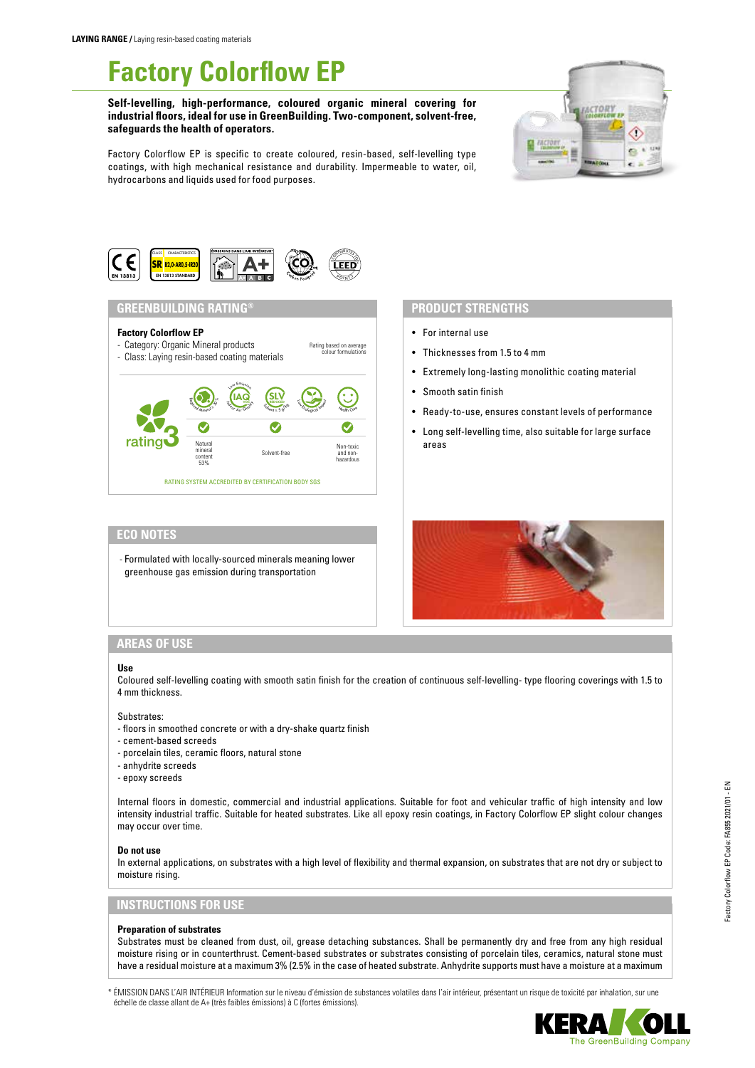**LAYING RANGE /** Laying resin-based coating materials

# Factory Colorflow EP

**Self-levelling, high-performance, coloured organic mineral covering for industrial floors, ideal for use in GreenBuilding. Two-component, solvent-free, safeguards the health of operators.**

Factory Colorflow EP is specific to create coloured, resin-based, self-levelling type coatings, with high mechanical resistance and durability. Impermeable to water, oil, hydrocarbons and liquids used for food purposes.

## GREENBUILDING RATING®

**Factory Colorflow EP**
- Category: Organic Mineral products
- Class: Laying resin-based coating materials

Rating based on average colour formulations

rating 3

| Natural mineral content 53% | Solvent-free | Non-toxic and non-hazardous |
|---|---|---|
| ✓ | ✓ | ✓ |

RATING SYSTEM ACCREDITED BY CERTIFICATION BODY SGS

## PRODUCT STRENGTHS

- For internal use
- Thicknesses from 1.5 to 4 mm
- Extremely long-lasting monolithic coating material
- Smooth satin finish
- Ready-to-use, ensures constant levels of performance
- Long self-levelling time, also suitable for large surface areas

## ECO NOTES

- Formulated with locally-sourced minerals meaning lower greenhouse gas emission during transportation

## AREAS OF USE

**Use**
Coloured self-levelling coating with smooth satin finish for the creation of continuous self-levelling- type flooring coverings with 1.5 to 4 mm thickness.

Substrates:
- floors in smoothed concrete or with a dry-shake quartz finish
- cement-based screeds
- porcelain tiles, ceramic floors, natural stone
- anhydrite screeds
- epoxy screeds

Internal floors in domestic, commercial and industrial applications. Suitable for foot and vehicular traffic of high intensity and low intensity industrial traffic. Suitable for heated substrates. Like all epoxy resin coatings, in Factory Colorflow EP slight colour changes may occur over time.

**Do not use**
In external applications, on substrates with a high level of flexibility and thermal expansion, on substrates that are not dry or subject to moisture rising.

## INSTRUCTIONS FOR USE

**Preparation of substrates**
Substrates must be cleaned from dust, oil, grease detaching substances. Shall be permanently dry and free from any high residual moisture rising or in counterthrust. Cement-based substrates or substrates consisting of porcelain tiles, ceramics, natural stone must have a residual moisture at a maximum 3% (2.5% in the case of heated substrate. Anhydrite supports must have a moisture at a maximum

* ÉMISSION DANS L'AIR INTÉRIEUR Information sur le niveau d'émission de substances volatiles dans l'air intérieur, présentant un risque de toxicité par inhalation, sur une échelle de classe allant de A+ (très faibles émissions) à C (fortes émissions).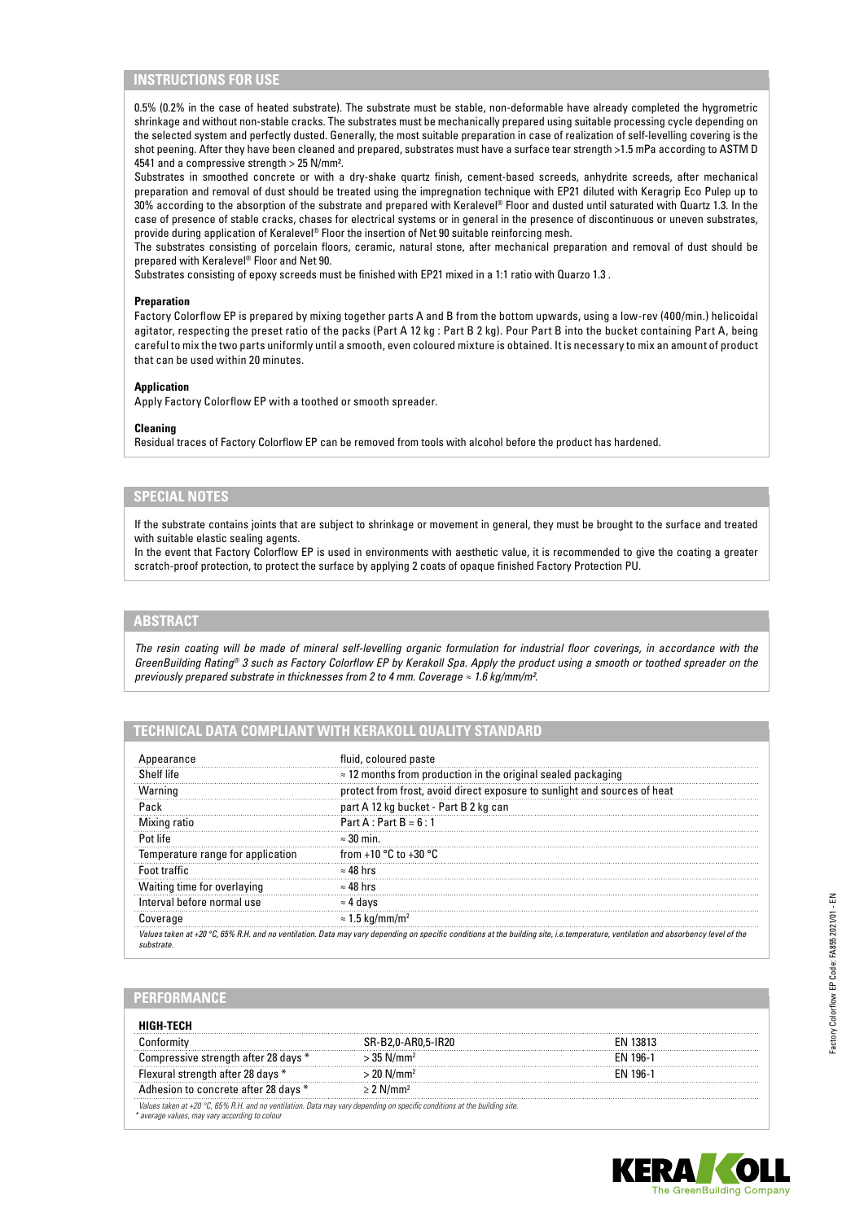## INSTRUCTIONS FOR USE

0.5% (0.2% in the case of heated substrate). The substrate must be stable, non-deformable have already completed the hygrometric shrinkage and without non-stable cracks. The substrates must be mechanically prepared using suitable processing cycle depending on the selected system and perfectly dusted. Generally, the most suitable preparation in case of realization of self-levelling covering is the shot peening. After they have been cleaned and prepared, substrates must have a surface tear strength >1.5 mPa according to ASTM D 4541 and a compressive strength > 25 N/mm².

Substrates in smoothed concrete or with a dry-shake quartz finish, cement-based screeds, anhydrite screeds, after mechanical preparation and removal of dust should be treated using the impregnation technique with EP21 diluted with Keragrip Eco Pulep up to 30% according to the absorption of the substrate and prepared with Keralevel® Floor and dusted until saturated with Quartz 1.3. In the case of presence of stable cracks, chases for electrical systems or in general in the presence of discontinuous or uneven substrates, provide during application of Keralevel® Floor the insertion of Net 90 suitable reinforcing mesh.

The substrates consisting of porcelain floors, ceramic, natural stone, after mechanical preparation and removal of dust should be prepared with Keralevel® Floor and Net 90.

Substrates consisting of epoxy screeds must be finished with EP21 mixed in a 1:1 ratio with Quarzo 1.3 .

**Preparation**

Factory Colorflow EP is prepared by mixing together parts A and B from the bottom upwards, using a low-rev (400/min.) helicoidal agitator, respecting the preset ratio of the packs (Part A 12 kg : Part B 2 kg). Pour Part B into the bucket containing Part A, being careful to mix the two parts uniformly until a smooth, even coloured mixture is obtained. It is necessary to mix an amount of product that can be used within 20 minutes.

**Application**

Apply Factory Colorflow EP with a toothed or smooth spreader.

**Cleaning**

Residual traces of Factory Colorflow EP can be removed from tools with alcohol before the product has hardened.

## SPECIAL NOTES

If the substrate contains joints that are subject to shrinkage or movement in general, they must be brought to the surface and treated with suitable elastic sealing agents.

In the event that Factory Colorflow EP is used in environments with aesthetic value, it is recommended to give the coating a greater scratch-proof protection, to protect the surface by applying 2 coats of opaque finished Factory Protection PU.

## ABSTRACT

*The resin coating will be made of mineral self-levelling organic formulation for industrial floor coverings, in accordance with the GreenBuilding Rating® 3 such as Factory Colorflow EP by Kerakoll Spa. Apply the product using a smooth or toothed spreader on the previously prepared substrate in thicknesses from 2 to 4 mm. Coverage ≈ 1.6 kg/mm/m².*

## TECHNICAL DATA COMPLIANT WITH KERAKOLL QUALITY STANDARD

| | |
|---|---|
| Appearance | fluid, coloured paste |
| Shelf life | ≈ 12 months from production in the original sealed packaging |
| Warning | protect from frost, avoid direct exposure to sunlight and sources of heat |
| Pack | part A 12 kg bucket - Part B 2 kg can |
| Mixing ratio | Part A : Part B = 6 : 1 |
| Pot life | ≈ 30 min. |
| Temperature range for application | from +10 °C to +30 °C |
| Foot traffic | ≈ 48 hrs |
| Waiting time for overlaying | ≈ 48 hrs |
| Interval before normal use | ≈ 4 days |
| Coverage | ≈ 1.5 kg/mm/m² |

*Values taken at +20 °C, 65% R.H. and no ventilation. Data may vary depending on specific conditions at the building site, i.e.temperature, ventilation and absorbency level of the substrate.*

## PERFORMANCE

**HIGH-TECH**

| | | |
|---|---|---|
| Conformity | SR-B2,0-AR0,5-IR20 | EN 13813 |
| Compressive strength after 28 days * | > 35 N/mm² | EN 196-1 |
| Flexural strength after 28 days * | > 20 N/mm² | EN 196-1 |
| Adhesion to concrete after 28 days * | ≥ 2 N/mm² | |

*Values taken at +20 °C, 65% R.H. and no ventilation. Data may vary depending on specific conditions at the building site.*
*\* average values, may vary according to colour*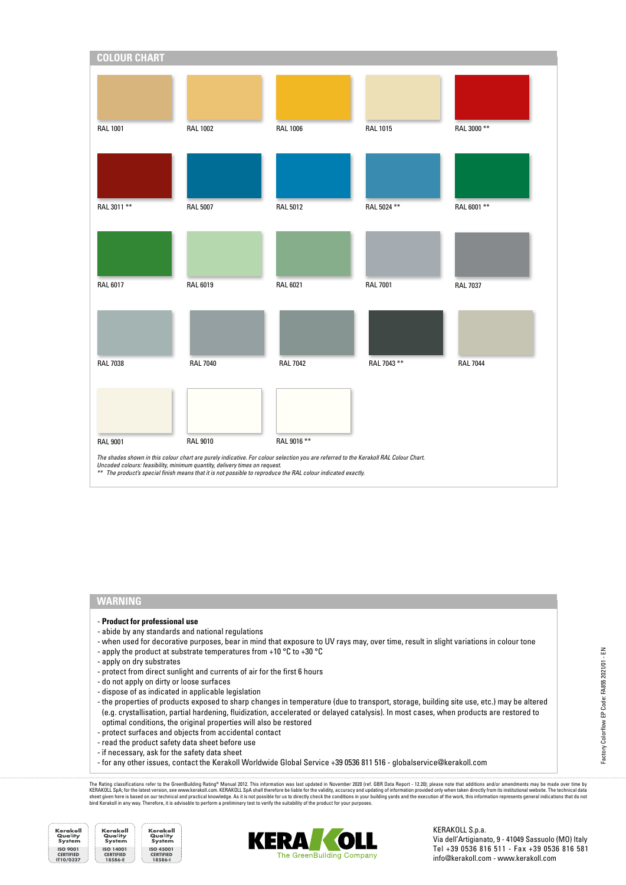## COLOUR CHART

RAL 1001

RAL 1002

RAL 1006

RAL 1015

RAL 3000 **

RAL 3011 **

RAL 5007

RAL 5012

RAL 5024 **

RAL 6001 **

RAL 6017

RAL 6019

RAL 6021

RAL 7001

RAL 7037

RAL 7038

RAL 7040

RAL 7042

RAL 7043 **

RAL 7044

RAL 9001

RAL 9010

RAL 9016 **

*The shades shown in this colour chart are purely indicative. For colour selection you are referred to the Kerakoll RAL Colour Chart.*
*Uncoded colours: feasibility, minimum quantity, delivery times on request.*
*\*\* The product's special finish means that it is not possible to reproduce the RAL colour indicated exactly.*

## WARNING

- **Product for professional use**
- abide by any standards and national regulations
- when used for decorative purposes, bear in mind that exposure to UV rays may, over time, result in slight variations in colour tone
- apply the product at substrate temperatures from +10 °C to +30 °C
- apply on dry substrates
- protect from direct sunlight and currents of air for the first 6 hours
- do not apply on dirty or loose surfaces
- dispose of as indicated in applicable legislation
- the properties of products exposed to sharp changes in temperature (due to transport, storage, building site use, etc.) may be altered (e.g. crystallisation, partial hardening, fluidization, accelerated or delayed catalysis). In most cases, when products are restored to optimal conditions, the original properties will also be restored
- protect surfaces and objects from accidental contact
- read the product safety data sheet before use
- if necessary, ask for the safety data sheet
- for any other issues, contact the Kerakoll Worldwide Global Service +39 0536 811 516 - globalservice@kerakoll.com

The Rating classifications refer to the GreenBuilding Rating® Manual 2012. This information was last updated in November 2020 (ref. GBR Data Report - 12.20); please note that additions and/or amendments may be made over time by KERAKOLL SpA; for the latest version, see www.kerakoll.com. KERAKOLL SpA shall therefore be liable for the validity, accuracy and updating of information provided only when taken directly from its institutional website. The technical data sheet given here is based on our technical and practical knowledge. As it is not possible for us to directly check the conditions in your building yards and the execution of the work, this information represents general indications that do not bind Kerakoll in any way. Therefore, it is advisable to perform a preliminary test to verify the suitability of the product for your purposes.

Kerakoll Quality System ISO 9001 CERTIFIED IT10/0327

Kerakoll Quality System ISO 14001 CERTIFIED 18586-E

Kerakoll Quality System ISO 45001 CERTIFIED 18586-I

KERAKOLL The GreenBuilding Company

KERAKOLL S.p.a.
Via dell'Artigianato, 9 - 41049 Sassuolo (MO) Italy
Tel +39 0536 816 511 - Fax +39 0536 816 581
info@kerakoll.com - www.kerakoll.com

Factory Colorflow EP Code: FA855 2021/01 - EN